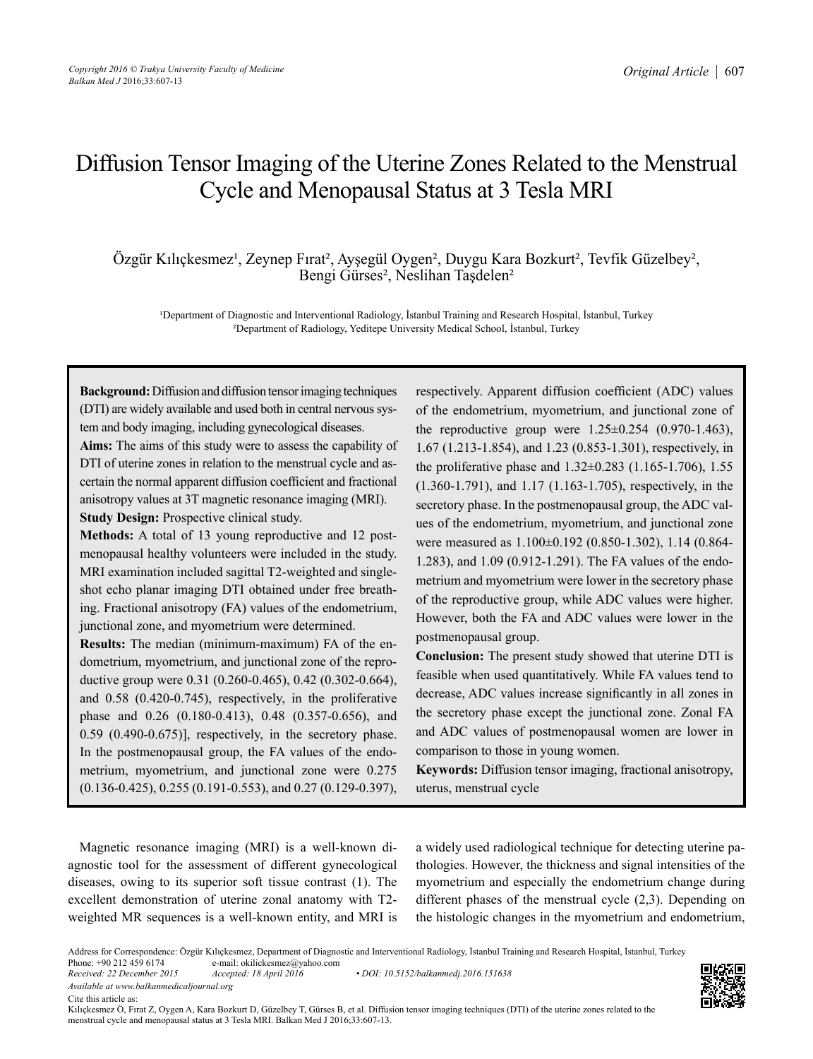# Diffusion Tensor Imaging of the Uterine Zones Related to the Menstrual Cycle and Menopausal Status at 3 Tesla MRI

Özgür Kılıçkesmez[1], Zeynep Fırat[2], Ayşegül Oygen[2], Duygu Kara Bozkurt[2], Tevfik Güzelbey[2], Bengi Gürses[2], Neslihan Taşdelen[2]

[1]Department of Diagnostic and Interventional Radiology, İstanbul Training and Research Hospital, İstanbul, Turkey
[2]Department of Radiology, Yeditepe University Medical School, İstanbul, Turkey

**Background:** Diffusion and diffusion tensor imaging techniques (DTI) are widely available and used both in central nervous system and body imaging, including gynecological diseases.

**Aims:** The aims of this study were to assess the capability of DTI of uterine zones in relation to the menstrual cycle and ascertain the normal apparent diffusion coefficient and fractional anisotropy values at 3T magnetic resonance imaging (MRI).

**Study Design:** Prospective clinical study.

**Methods:** A total of 13 young reproductive and 12 postmenopausal healthy volunteers were included in the study. MRI examination included sagittal T2-weighted and single-shot echo planar imaging DTI obtained under free breathing. Fractional anisotropy (FA) values of the endometrium, junctional zone, and myometrium were determined.

**Results:** The median (minimum-maximum) FA of the endometrium, myometrium, and junctional zone of the reproductive group were 0.31 (0.260-0.465), 0.42 (0.302-0.664), and 0.58 (0.420-0.745), respectively, in the proliferative phase and 0.26 (0.180-0.413), 0.48 (0.357-0.656), and 0.59 (0.490-0.675)], respectively, in the secretory phase. In the postmenopausal group, the FA values of the endometrium, myometrium, and junctional zone were 0.275 (0.136-0.425), 0.255 (0.191-0.553), and 0.27 (0.129-0.397), respectively. Apparent diffusion coefficient (ADC) values of the endometrium, myometrium, and junctional zone of the reproductive group were 1.25±0.254 (0.970-1.463), 1.67 (1.213-1.854), and 1.23 (0.853-1.301), respectively, in the proliferative phase and 1.32±0.283 (1.165-1.706), 1.55 (1.360-1.791), and 1.17 (1.163-1.705), respectively, in the secretory phase. In the postmenopausal group, the ADC values of the endometrium, myometrium, and junctional zone were measured as 1.100±0.192 (0.850-1.302), 1.14 (0.864-1.283), and 1.09 (0.912-1.291). The FA values of the endometrium and myometrium were lower in the secretory phase of the reproductive group, while ADC values were higher. However, both the FA and ADC values were lower in the postmenopausal group.

**Conclusion:** The present study showed that uterine DTI is feasible when used quantitatively. While FA values tend to decrease, ADC values increase significantly in all zones in the secretory phase except the junctional zone. Zonal FA and ADC values of postmenopausal women are lower in comparison to those in young women.

**Keywords:** Diffusion tensor imaging, fractional anisotropy, uterus, menstrual cycle

Magnetic resonance imaging (MRI) is a well-known diagnostic tool for the assessment of different gynecological diseases, owing to its superior soft tissue contrast (1). The excellent demonstration of uterine zonal anatomy with T2-weighted MR sequences is a well-known entity, and MRI is a widely used radiological technique for detecting uterine pathologies. However, the thickness and signal intensities of the myometrium and especially the endometrium change during different phases of the menstrual cycle (2,3). Depending on the histologic changes in the myometrium and endometrium,

Address for Correspondence: Özgür Kılıçkesmez, Department of Diagnostic and Interventional Radiology, İstanbul Training and Research Hospital, İstanbul, Turkey
Phone: +90 212 459 6174 e-mail: okilickesmez@yahoo.com
*Received: 22 December 2015* *Accepted: 18 April 2016* • *DOI: 10.5152/balkanmedj.2016.151638*
*Available at www.balkanmedicaljournal.org*
Cite this article as:
Kılıçkesmez Ö, Fırat Z, Oygen A, Kara Bozkurt D, Güzelbey T, Gürses B, et al. Diffusion tensor imaging techniques (DTI) of the uterine zones related to the menstrual cycle and menopausal status at 3 Tesla MRI. Balkan Med J 2016;33:607-13.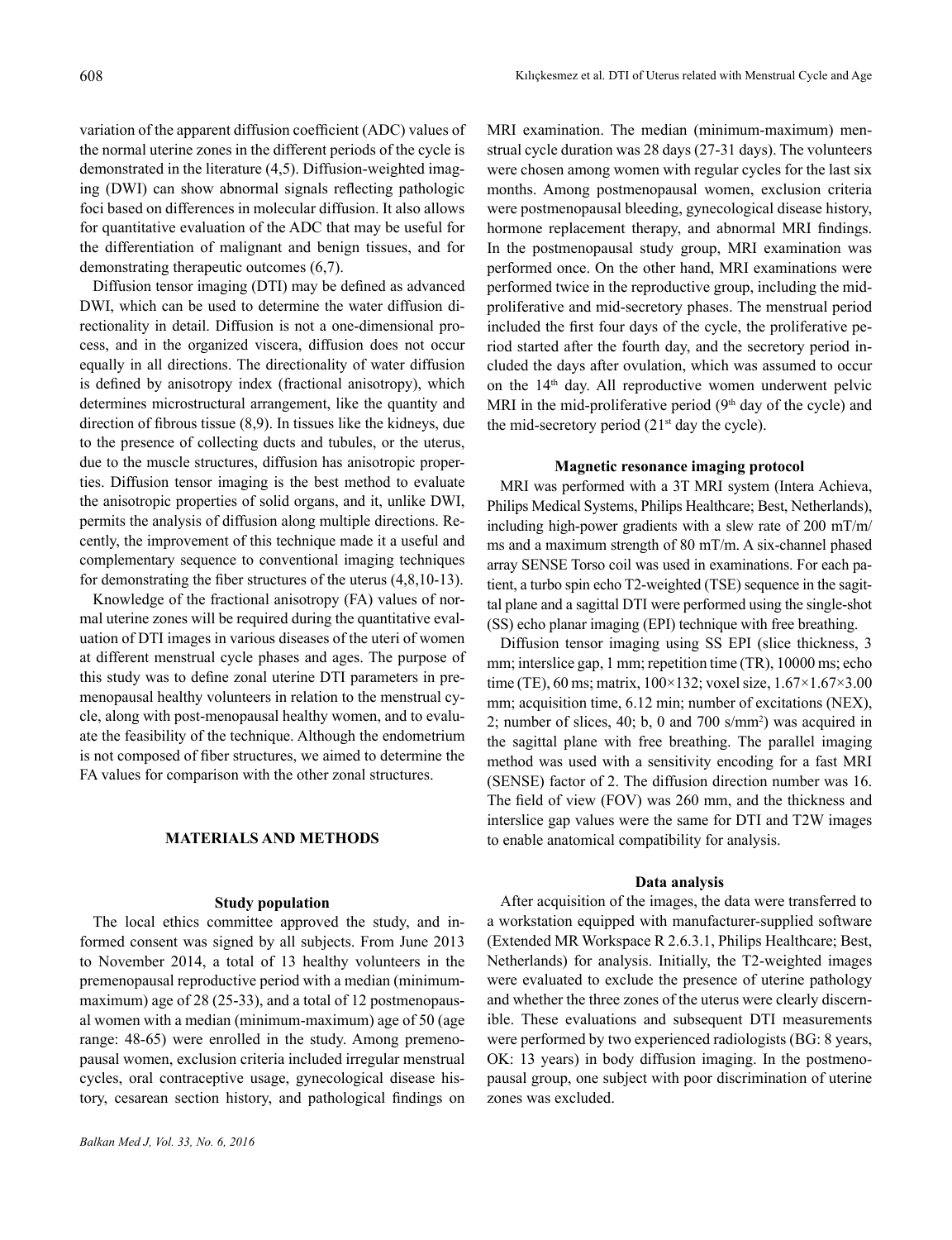variation of the apparent diffusion coefficient (ADC) values of the normal uterine zones in the different periods of the cycle is demonstrated in the literature (4,5). Diffusion-weighted imaging (DWI) can show abnormal signals reflecting pathologic foci based on differences in molecular diffusion. It also allows for quantitative evaluation of the ADC that may be useful for the differentiation of malignant and benign tissues, and for demonstrating therapeutic outcomes (6,7).

Diffusion tensor imaging (DTI) may be defined as advanced DWI, which can be used to determine the water diffusion directionality in detail. Diffusion is not a one-dimensional process, and in the organized viscera, diffusion does not occur equally in all directions. The directionality of water diffusion is defined by anisotropy index (fractional anisotropy), which determines microstructural arrangement, like the quantity and direction of fibrous tissue (8,9). In tissues like the kidneys, due to the presence of collecting ducts and tubules, or the uterus, due to the muscle structures, diffusion has anisotropic properties. Diffusion tensor imaging is the best method to evaluate the anisotropic properties of solid organs, and it, unlike DWI, permits the analysis of diffusion along multiple directions. Recently, the improvement of this technique made it a useful and complementary sequence to conventional imaging techniques for demonstrating the fiber structures of the uterus (4,8,10-13).

Knowledge of the fractional anisotropy (FA) values of normal uterine zones will be required during the quantitative evaluation of DTI images in various diseases of the uteri of women at different menstrual cycle phases and ages. The purpose of this study was to define zonal uterine DTI parameters in premenopausal healthy volunteers in relation to the menstrual cycle, along with post-menopausal healthy women, and to evaluate the feasibility of the technique. Although the endometrium is not composed of fiber structures, we aimed to determine the FA values for comparison with the other zonal structures.

## MATERIALS AND METHODS

### Study population

The local ethics committee approved the study, and informed consent was signed by all subjects. From June 2013 to November 2014, a total of 13 healthy volunteers in the premenopausal reproductive period with a median (minimum-maximum) age of 28 (25-33), and a total of 12 postmenopausal women with a median (minimum-maximum) age of 50 (age range: 48-65) were enrolled in the study. Among premenopausal women, exclusion criteria included irregular menstrual cycles, oral contraceptive usage, gynecological disease history, cesarean section history, and pathological findings on MRI examination. The median (minimum-maximum) menstrual cycle duration was 28 days (27-31 days). The volunteers were chosen among women with regular cycles for the last six months. Among postmenopausal women, exclusion criteria were postmenopausal bleeding, gynecological disease history, hormone replacement therapy, and abnormal MRI findings. In the postmenopausal study group, MRI examination was performed once. On the other hand, MRI examinations were performed twice in the reproductive group, including the mid-proliferative and mid-secretory phases. The menstrual period included the first four days of the cycle, the proliferative period started after the fourth day, and the secretory period included the days after ovulation, which was assumed to occur on the 14$^{th}$ day. All reproductive women underwent pelvic MRI in the mid-proliferative period (9$^{th}$ day of the cycle) and the mid-secretory period (21$^{st}$ day the cycle).

### Magnetic resonance imaging protocol

MRI was performed with a 3T MRI system (Intera Achieva, Philips Medical Systems, Philips Healthcare; Best, Netherlands), including high-power gradients with a slew rate of 200 mT/m/ms and a maximum strength of 80 mT/m. A six-channel phased array SENSE Torso coil was used in examinations. For each patient, a turbo spin echo T2-weighted (TSE) sequence in the sagittal plane and a sagittal DTI were performed using the single-shot (SS) echo planar imaging (EPI) technique with free breathing.

Diffusion tensor imaging using SS EPI (slice thickness, 3 mm; interslice gap, 1 mm; repetition time (TR), 10000 ms; echo time (TE), 60 ms; matrix, 100×132; voxel size, 1.67×1.67×3.00 mm; acquisition time, 6.12 min; number of excitations (NEX), 2; number of slices, 40; b, 0 and 700 s/mm$^2$) was acquired in the sagittal plane with free breathing. The parallel imaging method was used with a sensitivity encoding for a fast MRI (SENSE) factor of 2. The diffusion direction number was 16. The field of view (FOV) was 260 mm, and the thickness and interslice gap values were the same for DTI and T2W images to enable anatomical compatibility for analysis.

### Data analysis

After acquisition of the images, the data were transferred to a workstation equipped with manufacturer-supplied software (Extended MR Workspace R 2.6.3.1, Philips Healthcare; Best, Netherlands) for analysis. Initially, the T2-weighted images were evaluated to exclude the presence of uterine pathology and whether the three zones of the uterus were clearly discernible. These evaluations and subsequent DTI measurements were performed by two experienced radiologists (BG: 8 years, OK: 13 years) in body diffusion imaging. In the postmenopausal group, one subject with poor discrimination of uterine zones was excluded.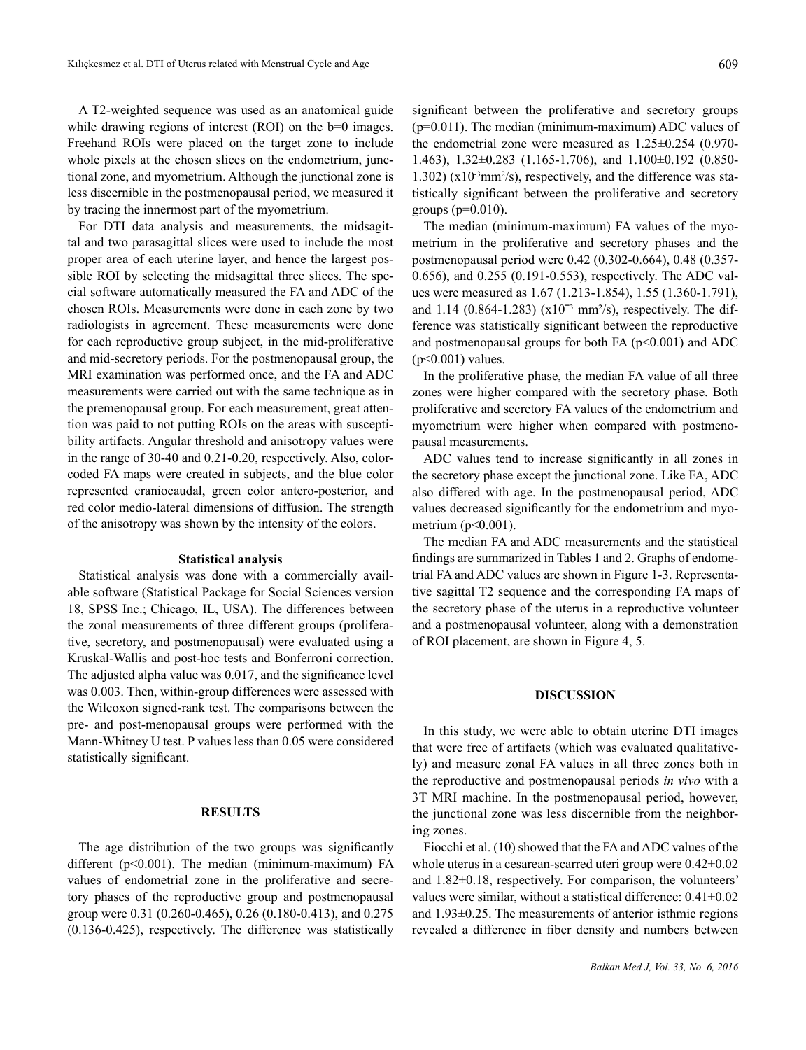A T2-weighted sequence was used as an anatomical guide while drawing regions of interest (ROI) on the b=0 images. Freehand ROIs were placed on the target zone to include whole pixels at the chosen slices on the endometrium, junctional zone, and myometrium. Although the junctional zone is less discernible in the postmenopausal period, we measured it by tracing the innermost part of the myometrium.

For DTI data analysis and measurements, the midsagittal and two parasagittal slices were used to include the most proper area of each uterine layer, and hence the largest possible ROI by selecting the midsagittal three slices. The special software automatically measured the FA and ADC of the chosen ROIs. Measurements were done in each zone by two radiologists in agreement. These measurements were done for each reproductive group subject, in the mid-proliferative and mid-secretory periods. For the postmenopausal group, the MRI examination was performed once, and the FA and ADC measurements were carried out with the same technique as in the premenopausal group. For each measurement, great attention was paid to not putting ROIs on the areas with susceptibility artifacts. Angular threshold and anisotropy values were in the range of 30-40 and 0.21-0.20, respectively. Also, color-coded FA maps were created in subjects, and the blue color represented craniocaudal, green color antero-posterior, and red color medio-lateral dimensions of diffusion. The strength of the anisotropy was shown by the intensity of the colors.

### Statistical analysis

Statistical analysis was done with a commercially available software (Statistical Package for Social Sciences version 18, SPSS Inc.; Chicago, IL, USA). The differences between the zonal measurements of three different groups (proliferative, secretory, and postmenopausal) were evaluated using a Kruskal-Wallis and post-hoc tests and Bonferroni correction. The adjusted alpha value was 0.017, and the significance level was 0.003. Then, within-group differences were assessed with the Wilcoxon signed-rank test. The comparisons between the pre- and post-menopausal groups were performed with the Mann-Whitney U test. P values less than 0.05 were considered statistically significant.

## RESULTS

The age distribution of the two groups was significantly different ($p<0.001$). The median (minimum-maximum) FA values of endometrial zone in the proliferative and secretory phases of the reproductive group and postmenopausal group were 0.31 (0.260-0.465), 0.26 (0.180-0.413), and 0.275 (0.136-0.425), respectively. The difference was statistically significant between the proliferative and secretory groups ($p=0.011$). The median (minimum-maximum) ADC values of the endometrial zone were measured as 1.25±0.254 (0.970-1.463), 1.32±0.283 (1.165-1.706), and 1.100±0.192 (0.850-1.302) ($x10^{-3}mm^2/s$), respectively, and the difference was statistically significant between the proliferative and secretory groups ($p=0.010$).

The median (minimum-maximum) FA values of the myometrium in the proliferative and secretory phases and the postmenopausal period were 0.42 (0.302-0.664), 0.48 (0.357-0.656), and 0.255 (0.191-0.553), respectively. The ADC values were measured as 1.67 (1.213-1.854), 1.55 (1.360-1.791), and 1.14 (0.864-1.283) ($x10^{-3}$ $mm^2/s$), respectively. The difference was statistically significant between the reproductive and postmenopausal groups for both FA ($p<0.001$) and ADC ($p<0.001$) values.

In the proliferative phase, the median FA value of all three zones were higher compared with the secretory phase. Both proliferative and secretory FA values of the endometrium and myometrium were higher when compared with postmenopausal measurements.

ADC values tend to increase significantly in all zones in the secretory phase except the junctional zone. Like FA, ADC also differed with age. In the postmenopausal period, ADC values decreased significantly for the endometrium and myometrium ($p<0.001$).

The median FA and ADC measurements and the statistical findings are summarized in Tables 1 and 2. Graphs of endometrial FA and ADC values are shown in Figure 1-3. Representative sagittal T2 sequence and the corresponding FA maps of the secretory phase of the uterus in a reproductive volunteer and a postmenopausal volunteer, along with a demonstration of ROI placement, are shown in Figure 4, 5.

## DISCUSSION

In this study, we were able to obtain uterine DTI images that were free of artifacts (which was evaluated qualitatively) and measure zonal FA values in all three zones both in the reproductive and postmenopausal periods *in vivo* with a 3T MRI machine. In the postmenopausal period, however, the junctional zone was less discernible from the neighboring zones.

Fiocchi et al. (10) showed that the FA and ADC values of the whole uterus in a cesarean-scarred uteri group were 0.42±0.02 and 1.82±0.18, respectively. For comparison, the volunteers' values were similar, without a statistical difference: 0.41±0.02 and 1.93±0.25. The measurements of anterior isthmic regions revealed a difference in fiber density and numbers between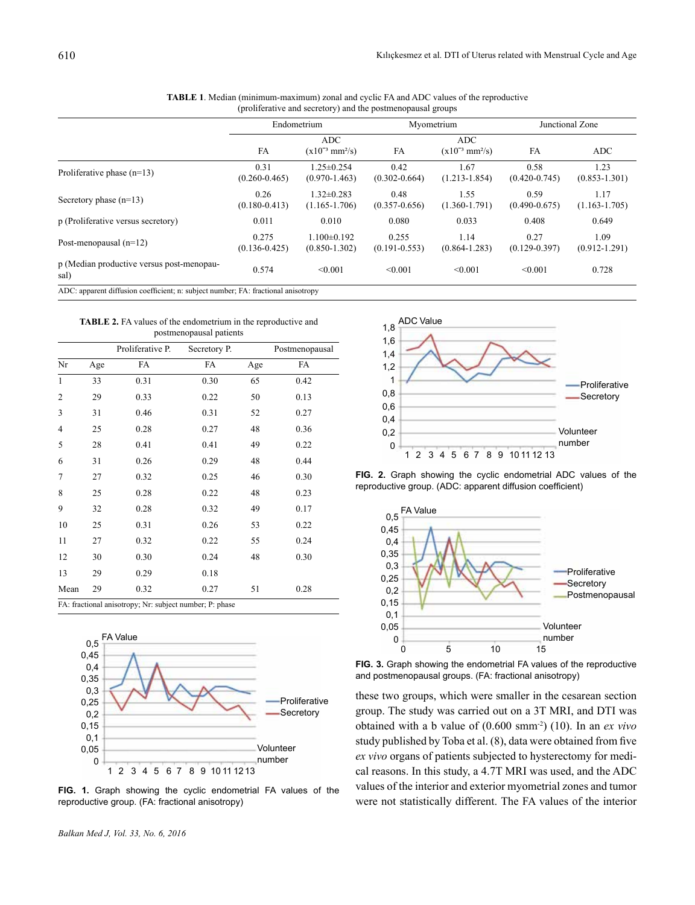**TABLE 1**. Median (minimum-maximum) zonal and cyclic FA and ADC values of the reproductive (proliferative and secretory) and the postmenopausal groups

| | Endometrium | | Myometrium | | Junctional Zone | |
|---|---|---|---|---|---|---|
| | FA | ADC ($x10^{-3}$ mm²/s) | FA | ADC ($x10^{-3}$ mm²/s) | FA | ADC |
| Proliferative phase (n=13) | 0.31 (0.260-0.465) | 1.25±0.254 (0.970-1.463) | 0.42 (0.302-0.664) | 1.67 (1.213-1.854) | 0.58 (0.420-0.745) | 1.23 (0.853-1.301) |
| Secretory phase (n=13) | 0.26 (0.180-0.413) | 1.32±0.283 (1.165-1.706) | 0.48 (0.357-0.656) | 1.55 (1.360-1.791) | 0.59 (0.490-0.675) | 1.17 (1.163-1.705) |
| p (Proliferative versus secretory) | 0.011 | 0.010 | 0.080 | 0.033 | 0.408 | 0.649 |
| Post-menopausal (n=12) | 0.275 (0.136-0.425) | 1.100±0.192 (0.850-1.302) | 0.255 (0.191-0.553) | 1.14 (0.864-1.283) | 0.27 (0.129-0.397) | 1.09 (0.912-1.291) |
| p (Median productive versus post-menopausal) | 0.574 | <0.001 | <0.001 | <0.001 | <0.001 | 0.728 |

ADC: apparent diffusion coefficient; n: subject number; FA: fractional anisotropy

**TABLE 2.** FA values of the endometrium in the reproductive and postmenopausal patients

| | | Proliferative P. | Secretory P. | Postmenopausal | |
|---|---|---|---|---|---|
| Nr | Age | FA | FA | Age | FA |
| 1 | 33 | 0.31 | 0.30 | 65 | 0.42 |
| 2 | 29 | 0.33 | 0.22 | 50 | 0.13 |
| 3 | 31 | 0.46 | 0.31 | 52 | 0.27 |
| 4 | 25 | 0.28 | 0.27 | 48 | 0.36 |
| 5 | 28 | 0.41 | 0.41 | 49 | 0.22 |
| 6 | 31 | 0.26 | 0.29 | 48 | 0.44 |
| 7 | 27 | 0.32 | 0.25 | 46 | 0.30 |
| 8 | 25 | 0.28 | 0.22 | 48 | 0.23 |
| 9 | 32 | 0.28 | 0.32 | 49 | 0.17 |
| 10 | 25 | 0.31 | 0.26 | 53 | 0.22 |
| 11 | 27 | 0.32 | 0.22 | 55 | 0.24 |
| 12 | 30 | 0.30 | 0.24 | 48 | 0.30 |
| 13 | 29 | 0.29 | 0.18 | | |
| Mean | 29 | 0.32 | 0.27 | 51 | 0.28 |

FA: fractional anisotropy; Nr: subject number; P: phase

**FIG. 1.** Graph showing the cyclic endometrial FA values of the reproductive group. (FA: fractional anisotropy)

**FIG. 2.** Graph showing the cyclic endometrial ADC values of the reproductive group. (ADC: apparent diffusion coefficient)

**FIG. 3.** Graph showing the endometrial FA values of the reproductive and postmenopausal groups. (FA: fractional anisotropy)

these two groups, which were smaller in the cesarean section group. The study was carried out on a 3T MRI, and DTI was obtained with a b value of (0.600 smm$^{-2}$) (10). In an *ex vivo* study published by Toba et al. (8), data were obtained from five *ex vivo* organs of patients subjected to hysterectomy for medical reasons. In this study, a 4.7T MRI was used, and the ADC values of the interior and exterior myometrial zones and tumor were not statistically different. The FA values of the interior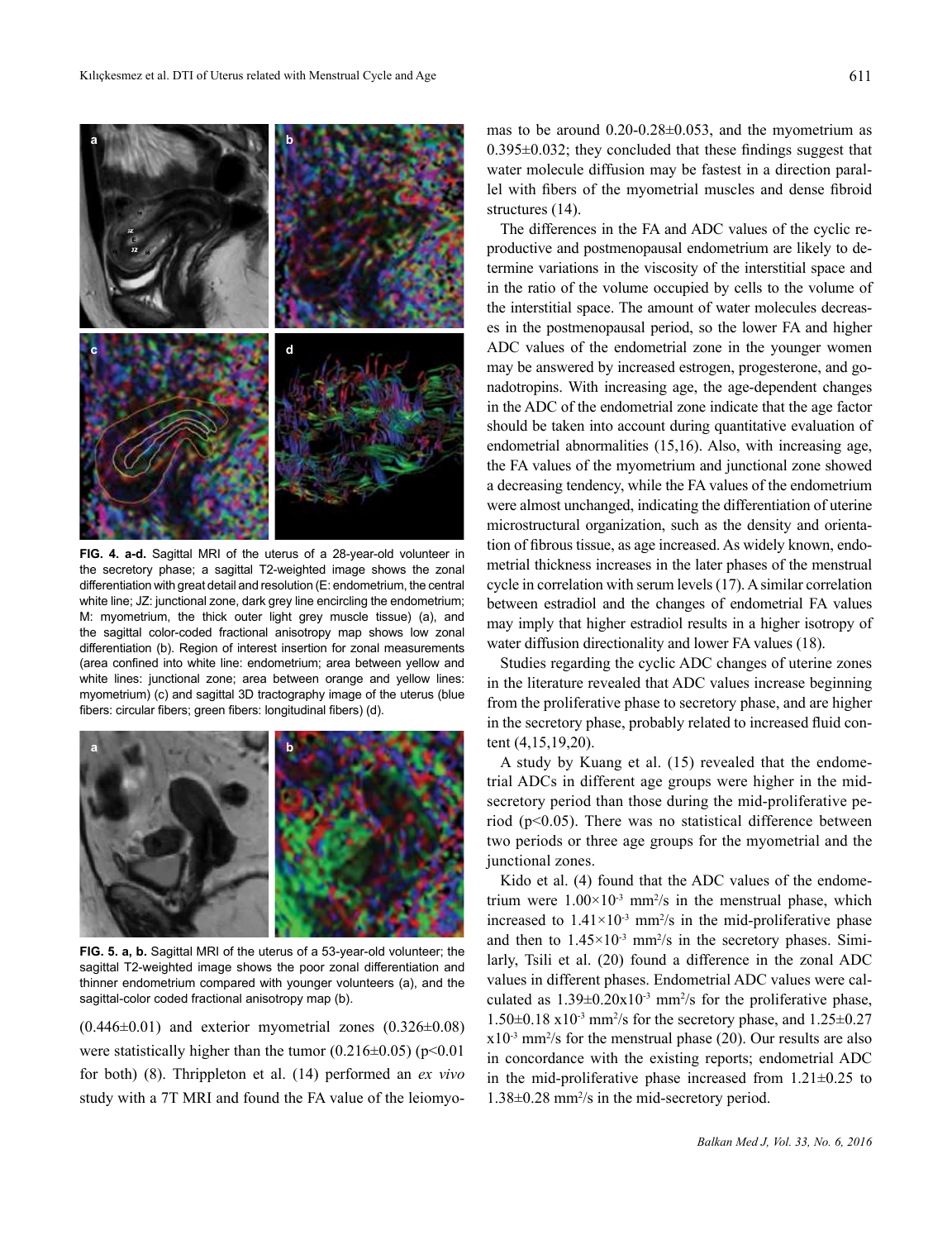FIG. 4. a-d. Sagittal MRI of the uterus of a 28-year-old volunteer in the secretory phase; a sagittal T2-weighted image shows the zonal differentiation with great detail and resolution (E: endometrium, the central white line; JZ: junctional zone, dark grey line encircling the endometrium; M: myometrium, the thick outer light grey muscle tissue) (a), and the sagittal color-coded fractional anisotropy map shows low zonal differentiation (b). Region of interest insertion for zonal measurements (area confined into white line: endometrium; area between yellow and white lines: junctional zone; area between orange and yellow lines: myometrium) (c) and sagittal 3D tractography image of the uterus (blue fibers: circular fibers; green fibers: longitudinal fibers) (d).

FIG. 5. a, b. Sagittal MRI of the uterus of a 53-year-old volunteer; the sagittal T2-weighted image shows the poor zonal differentiation and thinner endometrium compared with younger volunteers (a), and the sagittal-color coded fractional anisotropy map (b).

(0.446±0.01) and exterior myometrial zones (0.326±0.08) were statistically higher than the tumor (0.216±0.05) ($p<0.01$ for both) (8). Thrippleton et al. (14) performed an *ex vivo* study with a 7T MRI and found the FA value of the leiomyomas to be around 0.20-0.28±0.053, and the myometrium as 0.395±0.032; they concluded that these findings suggest that water molecule diffusion may be fastest in a direction parallel with fibers of the myometrial muscles and dense fibroid structures (14).

The differences in the FA and ADC values of the cyclic reproductive and postmenopausal endometrium are likely to determine variations in the viscosity of the interstitial space and in the ratio of the volume occupied by cells to the volume of the interstitial space. The amount of water molecules decreases in the postmenopausal period, so the lower FA and higher ADC values of the endometrial zone in the younger women may be answered by increased estrogen, progesterone, and gonadotropins. With increasing age, the age-dependent changes in the ADC of the endometrial zone indicate that the age factor should be taken into account during quantitative evaluation of endometrial abnormalities (15,16). Also, with increasing age, the FA values of the myometrium and junctional zone showed a decreasing tendency, while the FA values of the endometrium were almost unchanged, indicating the differentiation of uterine microstructural organization, such as the density and orientation of fibrous tissue, as age increased. As widely known, endometrial thickness increases in the later phases of the menstrual cycle in correlation with serum levels (17). A similar correlation between estradiol and the changes of endometrial FA values may imply that higher estradiol results in a higher isotropy of water diffusion directionality and lower FA values (18).

Studies regarding the cyclic ADC changes of uterine zones in the literature revealed that ADC values increase beginning from the proliferative phase to secretory phase, and are higher in the secretory phase, probably related to increased fluid content (4,15,19,20).

A study by Kuang et al. (15) revealed that the endometrial ADCs in different age groups were higher in the mid-secretory period than those during the mid-proliferative period ($p<0.05$). There was no statistical difference between two periods or three age groups for the myometrial and the junctional zones.

Kido et al. (4) found that the ADC values of the endometrium were $1.00\times10^{-3}$ mm$^2$/s in the menstrual phase, which increased to $1.41\times10^{-3}$ mm$^2$/s in the mid-proliferative phase and then to $1.45\times10^{-3}$ mm$^2$/s in the secretory phases. Similarly, Tsili et al. (20) found a difference in the zonal ADC values in different phases. Endometrial ADC values were calculated as $1.39\pm0.20\text{x}10^{-3}$ mm$^2$/s for the proliferative phase, $1.50\pm0.18\ \text{x}10^{-3}$ mm$^2$/s for the secretory phase, and $1.25\pm0.27\ \text{x}10^{-3}$ mm$^2$/s for the menstrual phase (20). Our results are also in concordance with the existing reports; endometrial ADC in the mid-proliferative phase increased from 1.21±0.25 to 1.38±0.28 mm$^2$/s in the mid-secretory period.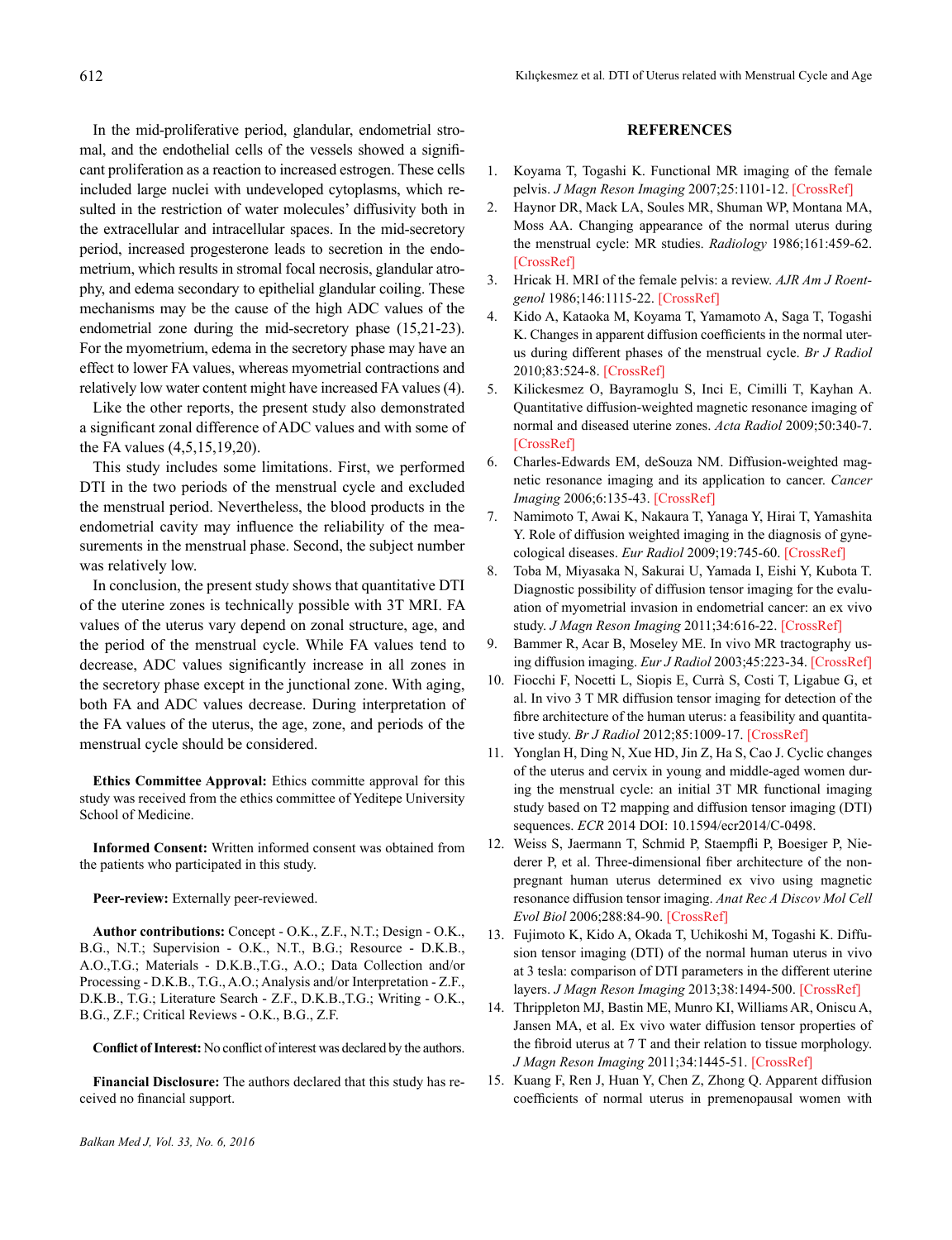In the mid-proliferative period, glandular, endometrial stromal, and the endothelial cells of the vessels showed a significant proliferation as a reaction to increased estrogen. These cells included large nuclei with undeveloped cytoplasms, which resulted in the restriction of water molecules' diffusivity both in the extracellular and intracellular spaces. In the mid-secretory period, increased progesterone leads to secretion in the endometrium, which results in stromal focal necrosis, glandular atrophy, and edema secondary to epithelial glandular coiling. These mechanisms may be the cause of the high ADC values of the endometrial zone during the mid-secretory phase (15,21-23). For the myometrium, edema in the secretory phase may have an effect to lower FA values, whereas myometrial contractions and relatively low water content might have increased FA values (4).

Like the other reports, the present study also demonstrated a significant zonal difference of ADC values and with some of the FA values (4,5,15,19,20).

This study includes some limitations. First, we performed DTI in the two periods of the menstrual cycle and excluded the menstrual period. Nevertheless, the blood products in the endometrial cavity may influence the reliability of the measurements in the menstrual phase. Second, the subject number was relatively low.

In conclusion, the present study shows that quantitative DTI of the uterine zones is technically possible with 3T MRI. FA values of the uterus vary depend on zonal structure, age, and the period of the menstrual cycle. While FA values tend to decrease, ADC values significantly increase in all zones in the secretory phase except in the junctional zone. With aging, both FA and ADC values decrease. During interpretation of the FA values of the uterus, the age, zone, and periods of the menstrual cycle should be considered.

**Ethics Committee Approval:** Ethics committe approval for this study was received from the ethics committee of Yeditepe University School of Medicine.

**Informed Consent:** Written informed consent was obtained from the patients who participated in this study.

**Peer-review:** Externally peer-reviewed.

**Author contributions:** Concept - O.K., Z.F., N.T.; Design - O.K., B.G., N.T.; Supervision - O.K., N.T., B.G.; Resource - D.K.B., A.O.,T.G.; Materials - D.K.B.,T.G., A.O.; Data Collection and/or Processing - D.K.B., T.G., A.O.; Analysis and/or Interpretation - Z.F., D.K.B., T.G.; Literature Search - Z.F., D.K.B.,T.G.; Writing - O.K., B.G., Z.F.; Critical Reviews - O.K., B.G., Z.F.

**Conflict of Interest:** No conflict of interest was declared by the authors.

**Financial Disclosure:** The authors declared that this study has received no financial support.

## REFERENCES

1. Koyama T, Togashi K. Functional MR imaging of the female pelvis. *J Magn Reson Imaging* 2007;25:1101-12. [CrossRef]
2. Haynor DR, Mack LA, Soules MR, Shuman WP, Montana MA, Moss AA. Changing appearance of the normal uterus during the menstrual cycle: MR studies. *Radiology* 1986;161:459-62. [CrossRef]
3. Hricak H. MRI of the female pelvis: a review. *AJR Am J Roentgenol* 1986;146:1115-22. [CrossRef]
4. Kido A, Kataoka M, Koyama T, Yamamoto A, Saga T, Togashi K. Changes in apparent diffusion coefficients in the normal uterus during different phases of the menstrual cycle. *Br J Radiol* 2010;83:524-8. [CrossRef]
5. Kilickesmez O, Bayramoglu S, Inci E, Cimilli T, Kayhan A. Quantitative diffusion-weighted magnetic resonance imaging of normal and diseased uterine zones. *Acta Radiol* 2009;50:340-7. [CrossRef]
6. Charles-Edwards EM, deSouza NM. Diffusion-weighted magnetic resonance imaging and its application to cancer. *Cancer Imaging* 2006;6:135-43. [CrossRef]
7. Namimoto T, Awai K, Nakaura T, Yanaga Y, Hirai T, Yamashita Y. Role of diffusion weighted imaging in the diagnosis of gynecological diseases. *Eur Radiol* 2009;19:745-60. [CrossRef]
8. Toba M, Miyasaka N, Sakurai U, Yamada I, Eishi Y, Kubota T. Diagnostic possibility of diffusion tensor imaging for the evaluation of myometrial invasion in endometrial cancer: an ex vivo study. *J Magn Reson Imaging* 2011;34:616-22. [CrossRef]
9. Bammer R, Acar B, Moseley ME. In vivo MR tractography using diffusion imaging. *Eur J Radiol* 2003;45:223-34. [CrossRef]
10. Fiocchi F, Nocetti L, Siopis E, Currà S, Costi T, Ligabue G, et al. In vivo 3 T MR diffusion tensor imaging for detection of the fibre architecture of the human uterus: a feasibility and quantitative study. *Br J Radiol* 2012;85:1009-17. [CrossRef]
11. Yonglan H, Ding N, Xue HD, Jin Z, Ha S, Cao J. Cyclic changes of the uterus and cervix in young and middle-aged women during the menstrual cycle: an initial 3T MR functional imaging study based on T2 mapping and diffusion tensor imaging (DTI) sequences. *ECR* 2014 DOI: 10.1594/ecr2014/C-0498.
12. Weiss S, Jaermann T, Schmid P, Staempfli P, Boesiger P, Niederer P, et al. Three-dimensional fiber architecture of the nonpregnant human uterus determined ex vivo using magnetic resonance diffusion tensor imaging. *Anat Rec A Discov Mol Cell Evol Biol* 2006;288:84-90. [CrossRef]
13. Fujimoto K, Kido A, Okada T, Uchikoshi M, Togashi K. Diffusion tensor imaging (DTI) of the normal human uterus in vivo at 3 tesla: comparison of DTI parameters in the different uterine layers. *J Magn Reson Imaging* 2013;38:1494-500. [CrossRef]
14. Thrippleton MJ, Bastin ME, Munro KI, Williams AR, Oniscu A, Jansen MA, et al. Ex vivo water diffusion tensor properties of the fibroid uterus at 7 T and their relation to tissue morphology. *J Magn Reson Imaging* 2011;34:1445-51. [CrossRef]
15. Kuang F, Ren J, Huan Y, Chen Z, Zhong Q. Apparent diffusion coefficients of normal uterus in premenopausal women with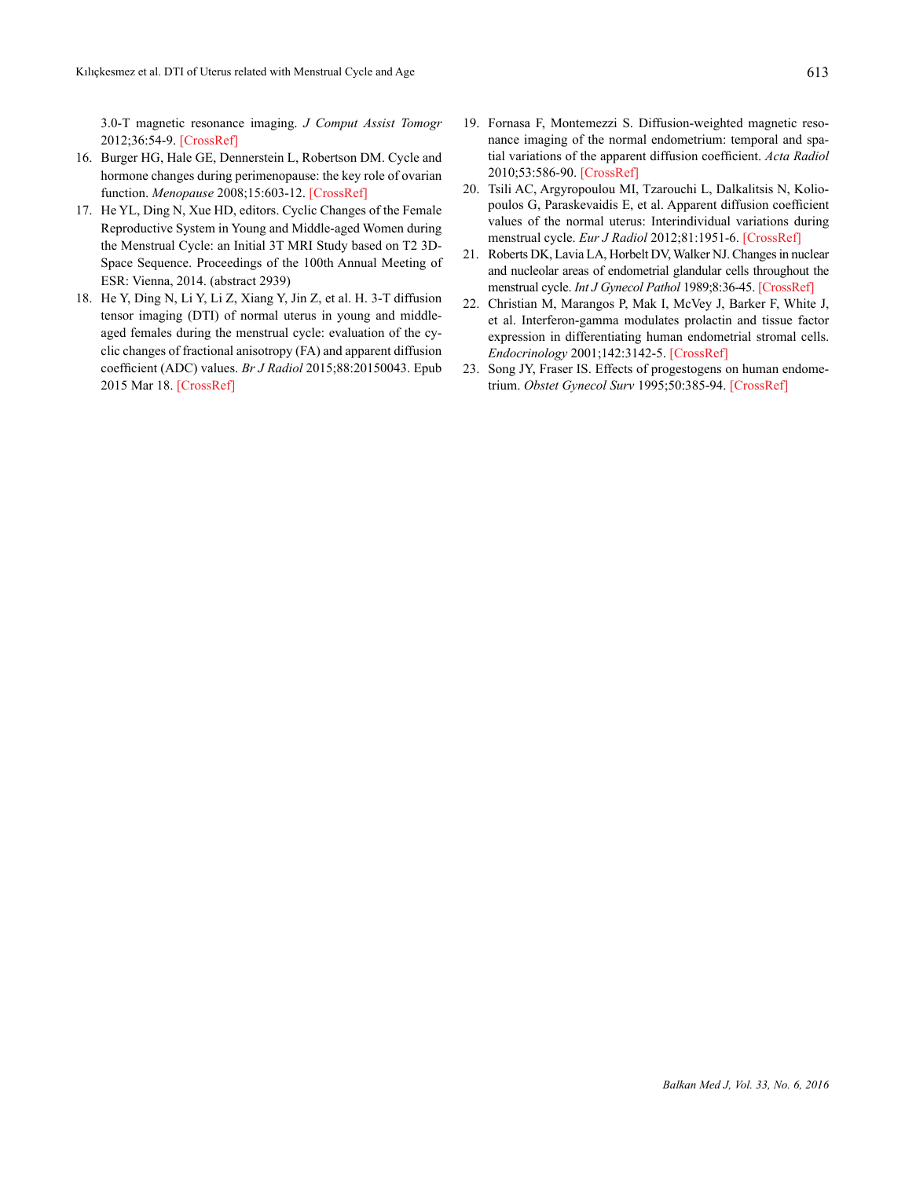3.0-T magnetic resonance imaging. *J Comput Assist Tomogr* 2012;36:54-9. [CrossRef]

16. Burger HG, Hale GE, Dennerstein L, Robertson DM. Cycle and hormone changes during perimenopause: the key role of ovarian function. *Menopause* 2008;15:603-12. [CrossRef]
17. He YL, Ding N, Xue HD, editors. Cyclic Changes of the Female Reproductive System in Young and Middle-aged Women during the Menstrual Cycle: an Initial 3T MRI Study based on T2 3D-Space Sequence. Proceedings of the 100th Annual Meeting of ESR: Vienna, 2014. (abstract 2939)
18. He Y, Ding N, Li Y, Li Z, Xiang Y, Jin Z, et al. H. 3-T diffusion tensor imaging (DTI) of normal uterus in young and middle-aged females during the menstrual cycle: evaluation of the cyclic changes of fractional anisotropy (FA) and apparent diffusion coefficient (ADC) values. *Br J Radiol* 2015;88:20150043. Epub 2015 Mar 18. [CrossRef]
19. Fornasa F, Montemezzi S. Diffusion-weighted magnetic resonance imaging of the normal endometrium: temporal and spatial variations of the apparent diffusion coefficient. *Acta Radiol* 2010;53:586-90. [CrossRef]
20. Tsili AC, Argyropoulou MI, Tzarouchi L, Dalkalitsis N, Koliopoulos G, Paraskevaidis E, et al. Apparent diffusion coefficient values of the normal uterus: Interindividual variations during menstrual cycle. *Eur J Radiol* 2012;81:1951-6. [CrossRef]
21. Roberts DK, Lavia LA, Horbelt DV, Walker NJ. Changes in nuclear and nucleolar areas of endometrial glandular cells throughout the menstrual cycle. *Int J Gynecol Pathol* 1989;8:36-45. [CrossRef]
22. Christian M, Marangos P, Mak I, McVey J, Barker F, White J, et al. Interferon-gamma modulates prolactin and tissue factor expression in differentiating human endometrial stromal cells. *Endocrinology* 2001;142:3142-5. [CrossRef]
23. Song JY, Fraser IS. Effects of progestogens on human endometrium. *Obstet Gynecol Surv* 1995;50:385-94. [CrossRef]